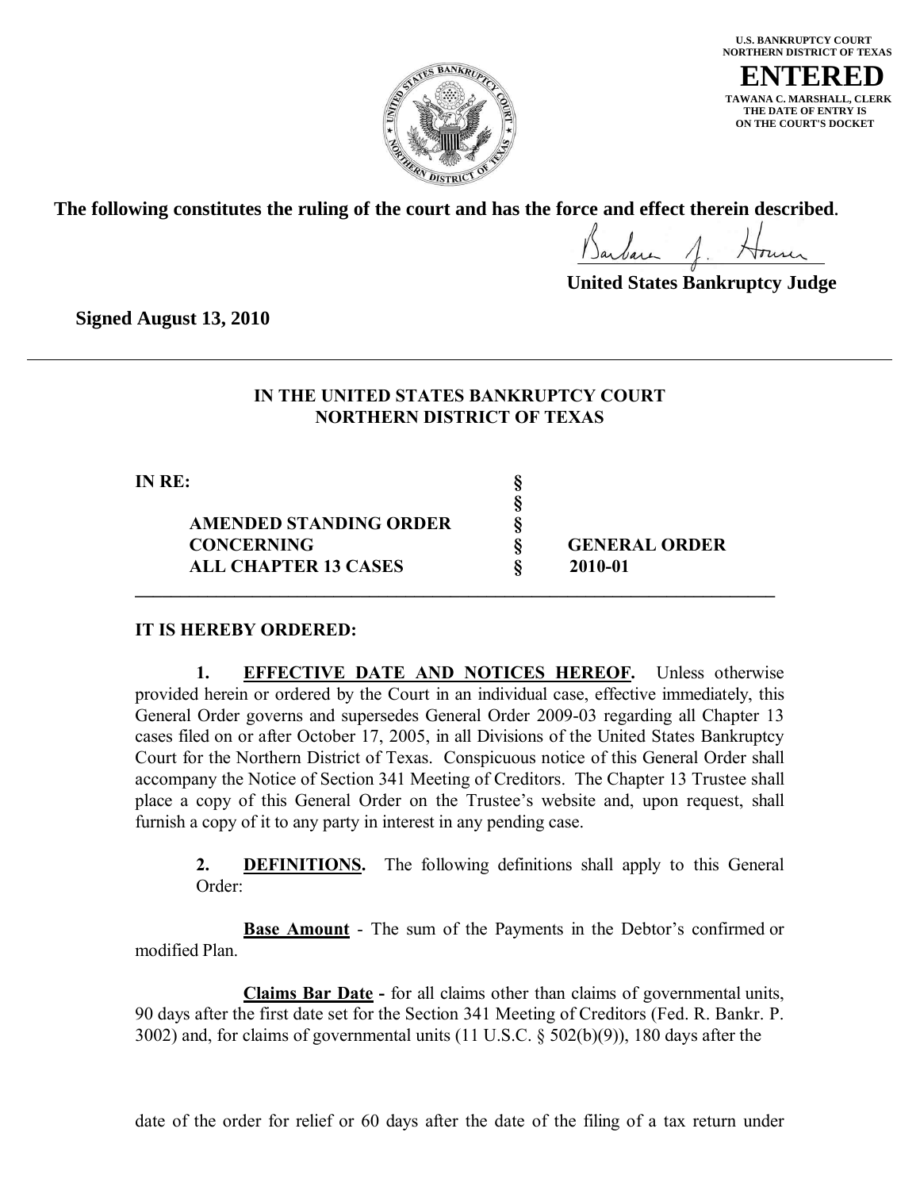U.S. BANKRUPTCY COURT
NORTHERN DISTRICT OF TEXAS

**ENTERED**

TAWANA C. MARSHALL, CLERK
THE DATE OF ENTRY IS
ON THE COURT'S DOCKET

**The following constitutes the ruling of the court and has the force and effect therein described.**

**United States Bankruptcy Judge**

**Signed August 13, 2010**

---

**IN THE UNITED STATES BANKRUPTCY COURT**
**NORTHERN DISTRICT OF TEXAS**

| | | |
|---|---|---|
| **IN RE:** | **§** | |
| | **§** | |
| **AMENDED STANDING ORDER** | **§** | |
| **CONCERNING** | **§** | **GENERAL ORDER** |
| **ALL CHAPTER 13 CASES** | **§** | **2010-01** |

**IT IS HEREBY ORDERED:**

**1. EFFECTIVE DATE AND NOTICES HEREOF.** Unless otherwise provided herein or ordered by the Court in an individual case, effective immediately, this General Order governs and supersedes General Order 2009-03 regarding all Chapter 13 cases filed on or after October 17, 2005, in all Divisions of the United States Bankruptcy Court for the Northern District of Texas. Conspicuous notice of this General Order shall accompany the Notice of Section 341 Meeting of Creditors. The Chapter 13 Trustee shall place a copy of this General Order on the Trustee's website and, upon request, shall furnish a copy of it to any party in interest in any pending case.

**2. DEFINITIONS.** The following definitions shall apply to this General Order:

**Base Amount** - The sum of the Payments in the Debtor's confirmed or modified Plan.

**Claims Bar Date -** for all claims other than claims of governmental units, 90 days after the first date set for the Section 341 Meeting of Creditors (Fed. R. Bankr. P. 3002) and, for claims of governmental units (11 U.S.C. § 502(b)(9)), 180 days after the date of the order for relief or 60 days after the date of the filing of a tax return under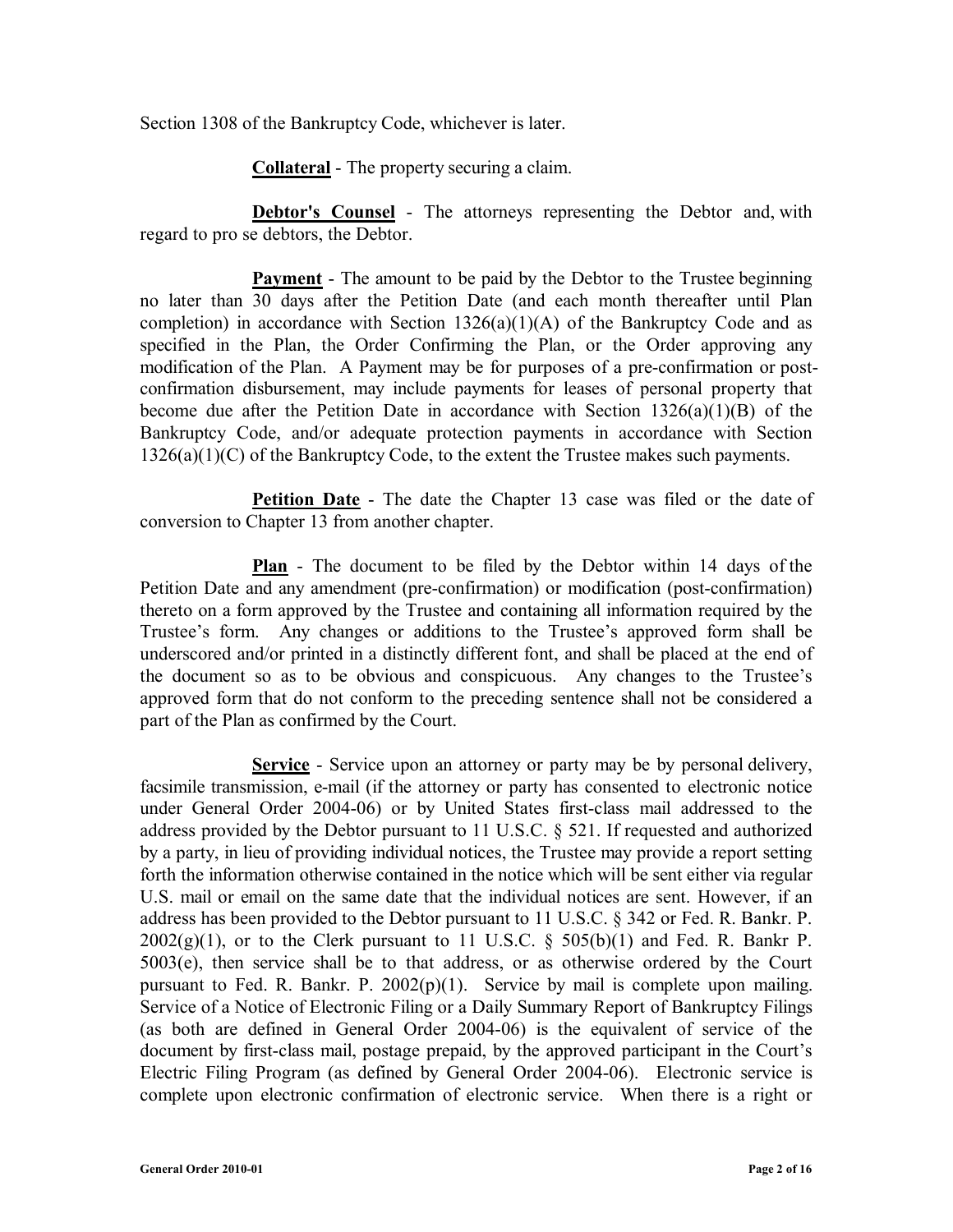Section 1308 of the Bankruptcy Code, whichever is later.

**Collateral** - The property securing a claim.

**Debtor's Counsel** - The attorneys representing the Debtor and, with regard to pro se debtors, the Debtor.

**Payment** - The amount to be paid by the Debtor to the Trustee beginning no later than 30 days after the Petition Date (and each month thereafter until Plan completion) in accordance with Section 1326(a)(1)(A) of the Bankruptcy Code and as specified in the Plan, the Order Confirming the Plan, or the Order approving any modification of the Plan. A Payment may be for purposes of a pre-confirmation or post-confirmation disbursement, may include payments for leases of personal property that become due after the Petition Date in accordance with Section 1326(a)(1)(B) of the Bankruptcy Code, and/or adequate protection payments in accordance with Section 1326(a)(1)(C) of the Bankruptcy Code, to the extent the Trustee makes such payments.

**Petition Date** - The date the Chapter 13 case was filed or the date of conversion to Chapter 13 from another chapter.

**Plan** - The document to be filed by the Debtor within 14 days of the Petition Date and any amendment (pre-confirmation) or modification (post-confirmation) thereto on a form approved by the Trustee and containing all information required by the Trustee's form. Any changes or additions to the Trustee's approved form shall be underscored and/or printed in a distinctly different font, and shall be placed at the end of the document so as to be obvious and conspicuous. Any changes to the Trustee's approved form that do not conform to the preceding sentence shall not be considered a part of the Plan as confirmed by the Court.

**Service** - Service upon an attorney or party may be by personal delivery, facsimile transmission, e-mail (if the attorney or party has consented to electronic notice under General Order 2004-06) or by United States first-class mail addressed to the address provided by the Debtor pursuant to 11 U.S.C. § 521. If requested and authorized by a party, in lieu of providing individual notices, the Trustee may provide a report setting forth the information otherwise contained in the notice which will be sent either via regular U.S. mail or email on the same date that the individual notices are sent. However, if an address has been provided to the Debtor pursuant to 11 U.S.C. § 342 or Fed. R. Bankr. P. 2002(g)(1), or to the Clerk pursuant to 11 U.S.C. § 505(b)(1) and Fed. R. Bankr P. 5003(e), then service shall be to that address, or as otherwise ordered by the Court pursuant to Fed. R. Bankr. P. 2002(p)(1). Service by mail is complete upon mailing. Service of a Notice of Electronic Filing or a Daily Summary Report of Bankruptcy Filings (as both are defined in General Order 2004-06) is the equivalent of service of the document by first-class mail, postage prepaid, by the approved participant in the Court's Electric Filing Program (as defined by General Order 2004-06). Electronic service is complete upon electronic confirmation of electronic service. When there is a right or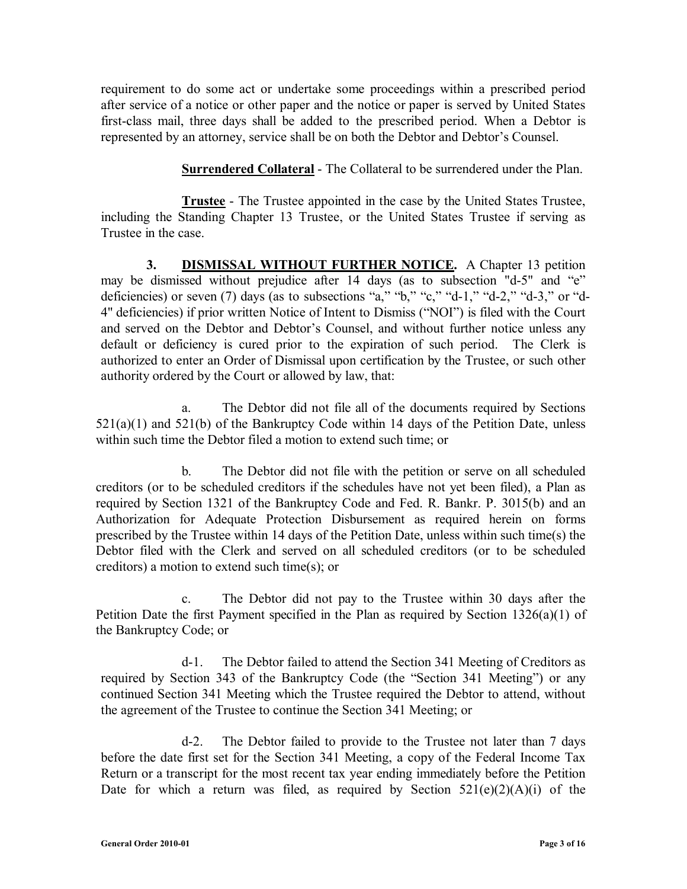requirement to do some act or undertake some proceedings within a prescribed period after service of a notice or other paper and the notice or paper is served by United States first-class mail, three days shall be added to the prescribed period. When a Debtor is represented by an attorney, service shall be on both the Debtor and Debtor's Counsel.

**Surrendered Collateral** - The Collateral to be surrendered under the Plan.

**Trustee** - The Trustee appointed in the case by the United States Trustee, including the Standing Chapter 13 Trustee, or the United States Trustee if serving as Trustee in the case.

**3. DISMISSAL WITHOUT FURTHER NOTICE.** A Chapter 13 petition may be dismissed without prejudice after 14 days (as to subsection "d-5" and "e" deficiencies) or seven (7) days (as to subsections "a," "b," "c," "d-1," "d-2," "d-3," or "d-4" deficiencies) if prior written Notice of Intent to Dismiss ("NOI") is filed with the Court and served on the Debtor and Debtor's Counsel, and without further notice unless any default or deficiency is cured prior to the expiration of such period. The Clerk is authorized to enter an Order of Dismissal upon certification by the Trustee, or such other authority ordered by the Court or allowed by law, that:

a. The Debtor did not file all of the documents required by Sections 521(a)(1) and 521(b) of the Bankruptcy Code within 14 days of the Petition Date, unless within such time the Debtor filed a motion to extend such time; or

b. The Debtor did not file with the petition or serve on all scheduled creditors (or to be scheduled creditors if the schedules have not yet been filed), a Plan as required by Section 1321 of the Bankruptcy Code and Fed. R. Bankr. P. 3015(b) and an Authorization for Adequate Protection Disbursement as required herein on forms prescribed by the Trustee within 14 days of the Petition Date, unless within such time(s) the Debtor filed with the Clerk and served on all scheduled creditors (or to be scheduled creditors) a motion to extend such time(s); or

c. The Debtor did not pay to the Trustee within 30 days after the Petition Date the first Payment specified in the Plan as required by Section 1326(a)(1) of the Bankruptcy Code; or

d-1. The Debtor failed to attend the Section 341 Meeting of Creditors as required by Section 343 of the Bankruptcy Code (the "Section 341 Meeting") or any continued Section 341 Meeting which the Trustee required the Debtor to attend, without the agreement of the Trustee to continue the Section 341 Meeting; or

d-2. The Debtor failed to provide to the Trustee not later than 7 days before the date first set for the Section 341 Meeting, a copy of the Federal Income Tax Return or a transcript for the most recent tax year ending immediately before the Petition Date for which a return was filed, as required by Section 521(e)(2)(A)(i) of the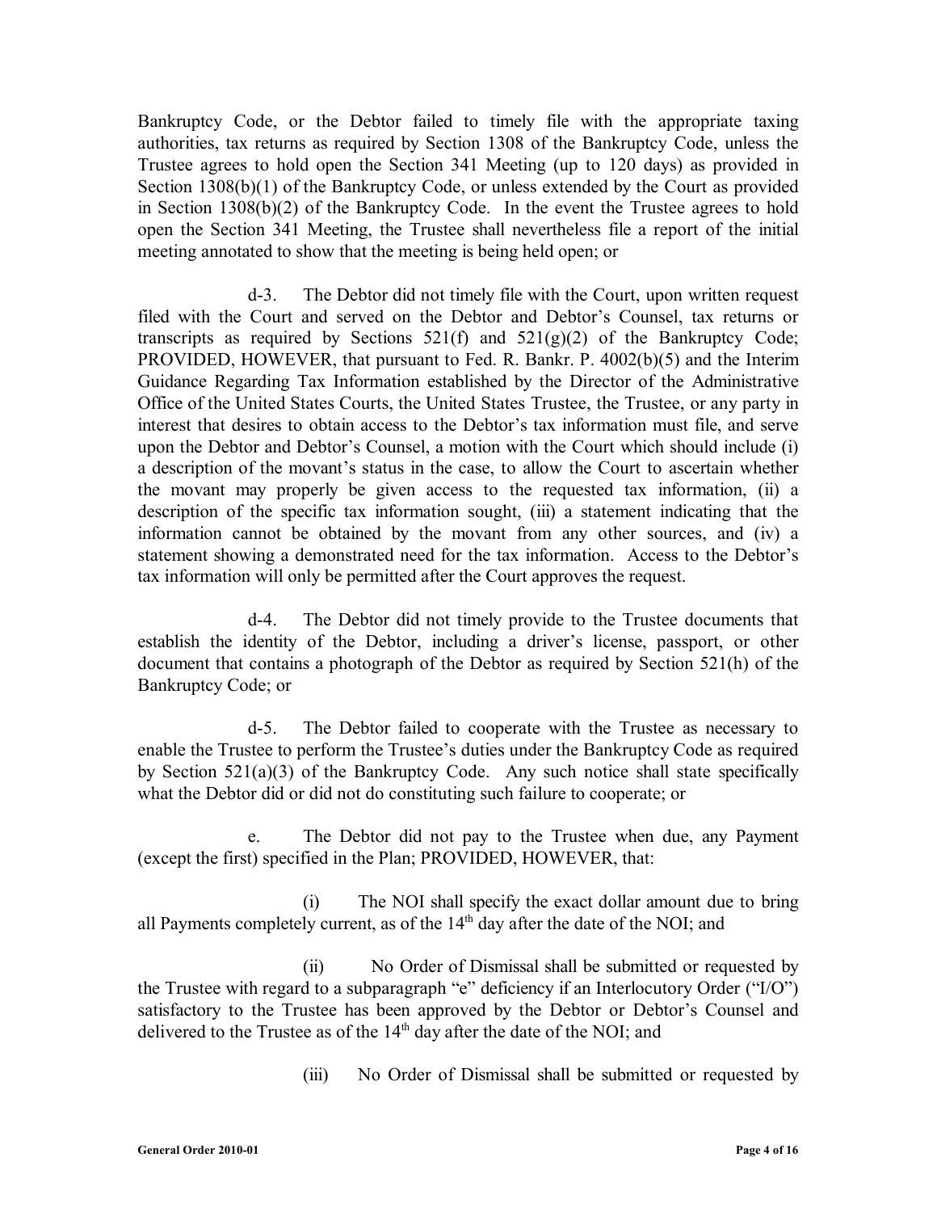Bankruptcy Code, or the Debtor failed to timely file with the appropriate taxing authorities, tax returns as required by Section 1308 of the Bankruptcy Code, unless the Trustee agrees to hold open the Section 341 Meeting (up to 120 days) as provided in Section 1308(b)(1) of the Bankruptcy Code, or unless extended by the Court as provided in Section 1308(b)(2) of the Bankruptcy Code. In the event the Trustee agrees to hold open the Section 341 Meeting, the Trustee shall nevertheless file a report of the initial meeting annotated to show that the meeting is being held open; or

d-3. The Debtor did not timely file with the Court, upon written request filed with the Court and served on the Debtor and Debtor's Counsel, tax returns or transcripts as required by Sections 521(f) and 521(g)(2) of the Bankruptcy Code; PROVIDED, HOWEVER, that pursuant to Fed. R. Bankr. P. 4002(b)(5) and the Interim Guidance Regarding Tax Information established by the Director of the Administrative Office of the United States Courts, the United States Trustee, the Trustee, or any party in interest that desires to obtain access to the Debtor's tax information must file, and serve upon the Debtor and Debtor's Counsel, a motion with the Court which should include (i) a description of the movant's status in the case, to allow the Court to ascertain whether the movant may properly be given access to the requested tax information, (ii) a description of the specific tax information sought, (iii) a statement indicating that the information cannot be obtained by the movant from any other sources, and (iv) a statement showing a demonstrated need for the tax information. Access to the Debtor's tax information will only be permitted after the Court approves the request.

d-4. The Debtor did not timely provide to the Trustee documents that establish the identity of the Debtor, including a driver's license, passport, or other document that contains a photograph of the Debtor as required by Section 521(h) of the Bankruptcy Code; or

d-5. The Debtor failed to cooperate with the Trustee as necessary to enable the Trustee to perform the Trustee's duties under the Bankruptcy Code as required by Section 521(a)(3) of the Bankruptcy Code. Any such notice shall state specifically what the Debtor did or did not do constituting such failure to cooperate; or

e. The Debtor did not pay to the Trustee when due, any Payment (except the first) specified in the Plan; PROVIDED, HOWEVER, that:

(i) The NOI shall specify the exact dollar amount due to bring all Payments completely current, as of the 14th day after the date of the NOI; and

(ii) No Order of Dismissal shall be submitted or requested by the Trustee with regard to a subparagraph "e" deficiency if an Interlocutory Order ("I/O") satisfactory to the Trustee has been approved by the Debtor or Debtor's Counsel and delivered to the Trustee as of the 14th day after the date of the NOI; and

(iii) No Order of Dismissal shall be submitted or requested by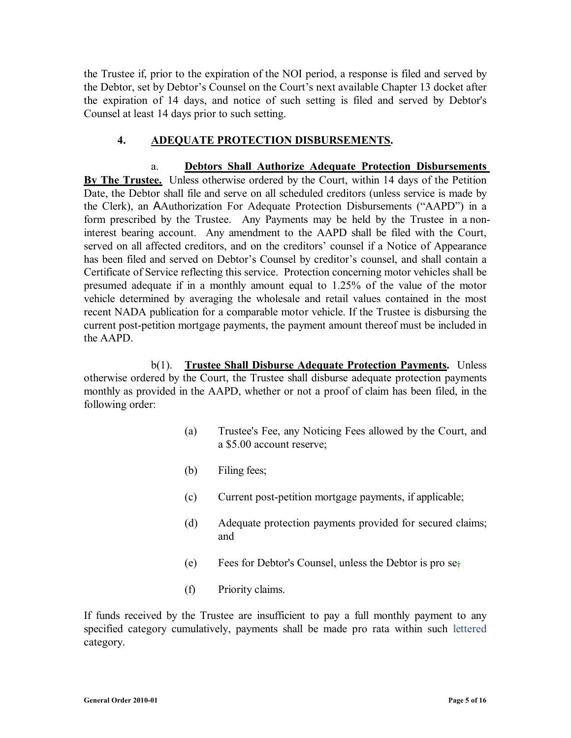the Trustee if, prior to the expiration of the NOI period, a response is filed and served by the Debtor, set by Debtor's Counsel on the Court's next available Chapter 13 docket after the expiration of 14 days, and notice of such setting is filed and served by Debtor's Counsel at least 14 days prior to such setting.

**4. ADEQUATE PROTECTION DISBURSEMENTS.**

a. **Debtors Shall Authorize Adequate Protection Disbursements By The Trustee.** Unless otherwise ordered by the Court, within 14 days of the Petition Date, the Debtor shall file and serve on all scheduled creditors (unless service is made by the Clerk), an AAuthorization For Adequate Protection Disbursements ("AAPD") in a form prescribed by the Trustee. Any Payments may be held by the Trustee in a non-interest bearing account. Any amendment to the AAPD shall be filed with the Court, served on all affected creditors, and on the creditors' counsel if a Notice of Appearance has been filed and served on Debtor's Counsel by creditor's counsel, and shall contain a Certificate of Service reflecting this service. Protection concerning motor vehicles shall be presumed adequate if in a monthly amount equal to 1.25% of the value of the motor vehicle determined by averaging the wholesale and retail values contained in the most recent NADA publication for a comparable motor vehicle. If the Trustee is disbursing the current post-petition mortgage payments, the payment amount thereof must be included in the AAPD.

b(1). **Trustee Shall Disburse Adequate Protection Payments.** Unless otherwise ordered by the Court, the Trustee shall disburse adequate protection payments monthly as provided in the AAPD, whether or not a proof of claim has been filed, in the following order:

(a) Trustee's Fee, any Noticing Fees allowed by the Court, and a $5.00 account reserve;

(b) Filing fees;

(c) Current post-petition mortgage payments, if applicable;

(d) Adequate protection payments provided for secured claims; and

(e) Fees for Debtor's Counsel, unless the Debtor is pro se;

(f) Priority claims.

If funds received by the Trustee are insufficient to pay a full monthly payment to any specified category cumulatively, payments shall be made pro rata within such lettered category.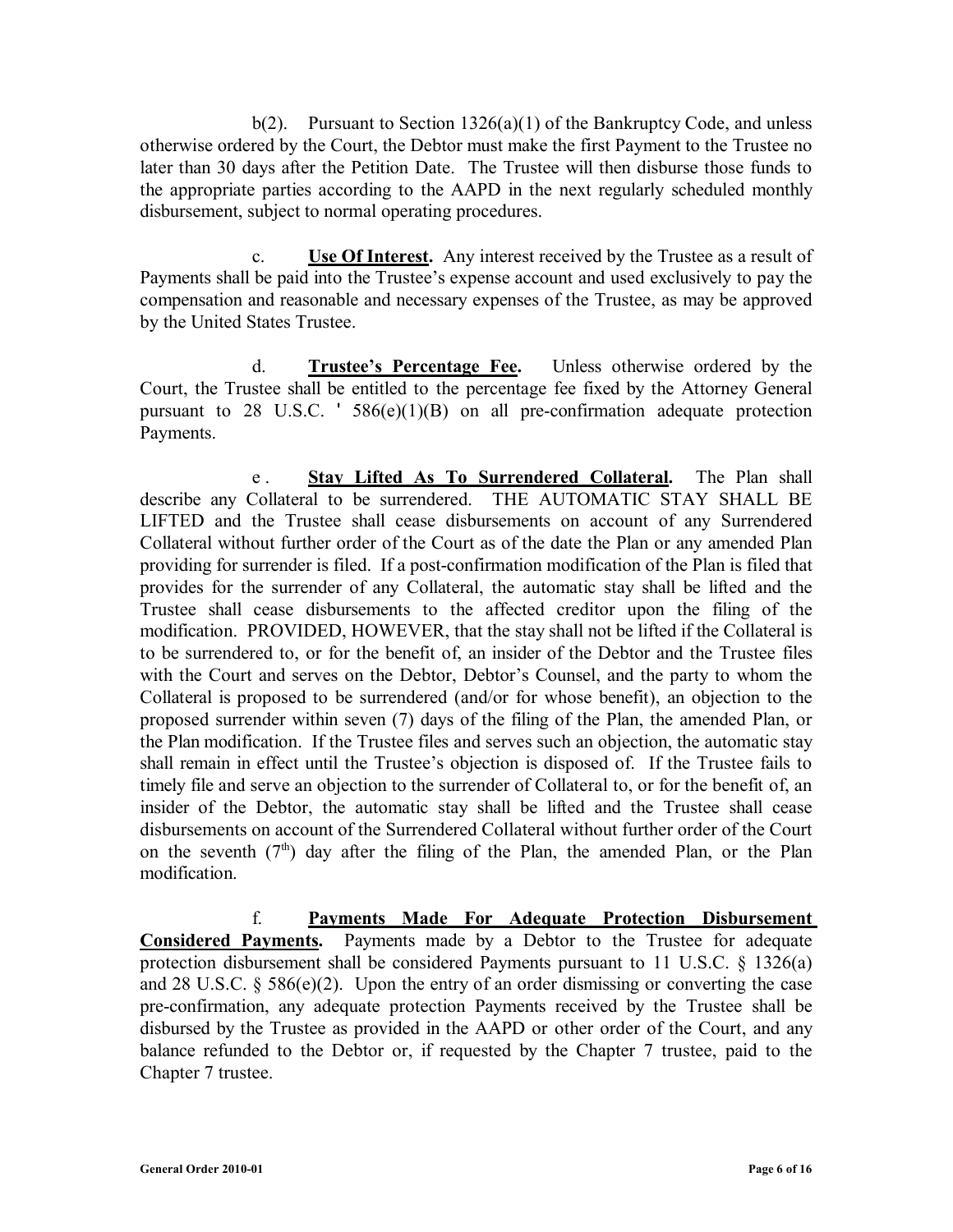b(2). Pursuant to Section 1326(a)(1) of the Bankruptcy Code, and unless otherwise ordered by the Court, the Debtor must make the first Payment to the Trustee no later than 30 days after the Petition Date. The Trustee will then disburse those funds to the appropriate parties according to the AAPD in the next regularly scheduled monthly disbursement, subject to normal operating procedures.

c. **Use Of Interest.** Any interest received by the Trustee as a result of Payments shall be paid into the Trustee's expense account and used exclusively to pay the compensation and reasonable and necessary expenses of the Trustee, as may be approved by the United States Trustee.

d. **Trustee's Percentage Fee.** Unless otherwise ordered by the Court, the Trustee shall be entitled to the percentage fee fixed by the Attorney General pursuant to 28 U.S.C. ' 586(e)(1)(B) on all pre-confirmation adequate protection Payments.

e . **Stay Lifted As To Surrendered Collateral.** The Plan shall describe any Collateral to be surrendered. THE AUTOMATIC STAY SHALL BE LIFTED and the Trustee shall cease disbursements on account of any Surrendered Collateral without further order of the Court as of the date the Plan or any amended Plan providing for surrender is filed. If a post-confirmation modification of the Plan is filed that provides for the surrender of any Collateral, the automatic stay shall be lifted and the Trustee shall cease disbursements to the affected creditor upon the filing of the modification. PROVIDED, HOWEVER, that the stay shall not be lifted if the Collateral is to be surrendered to, or for the benefit of, an insider of the Debtor and the Trustee files with the Court and serves on the Debtor, Debtor's Counsel, and the party to whom the Collateral is proposed to be surrendered (and/or for whose benefit), an objection to the proposed surrender within seven (7) days of the filing of the Plan, the amended Plan, or the Plan modification. If the Trustee files and serves such an objection, the automatic stay shall remain in effect until the Trustee's objection is disposed of. If the Trustee fails to timely file and serve an objection to the surrender of Collateral to, or for the benefit of, an insider of the Debtor, the automatic stay shall be lifted and the Trustee shall cease disbursements on account of the Surrendered Collateral without further order of the Court on the seventh (7th) day after the filing of the Plan, the amended Plan, or the Plan modification.

f. **Payments Made For Adequate Protection Disbursement Considered Payments.** Payments made by a Debtor to the Trustee for adequate protection disbursement shall be considered Payments pursuant to 11 U.S.C. § 1326(a) and 28 U.S.C. § 586(e)(2). Upon the entry of an order dismissing or converting the case pre-confirmation, any adequate protection Payments received by the Trustee shall be disbursed by the Trustee as provided in the AAPD or other order of the Court, and any balance refunded to the Debtor or, if requested by the Chapter 7 trustee, paid to the Chapter 7 trustee.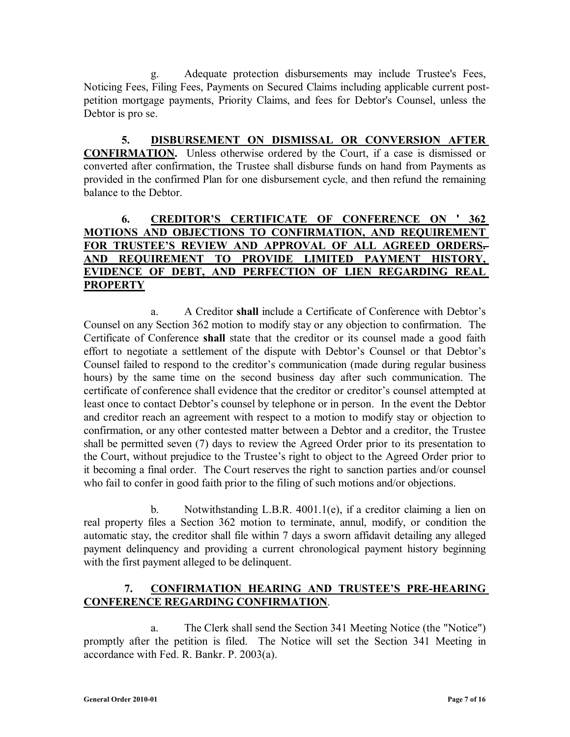g. Adequate protection disbursements may include Trustee's Fees, Noticing Fees, Filing Fees, Payments on Secured Claims including applicable current post-petition mortgage payments, Priority Claims, and fees for Debtor's Counsel, unless the Debtor is pro se.

**5. DISBURSEMENT ON DISMISSAL OR CONVERSION AFTER CONFIRMATION.** Unless otherwise ordered by the Court, if a case is dismissed or converted after confirmation, the Trustee shall disburse funds on hand from Payments as provided in the confirmed Plan for one disbursement cycle, and then refund the remaining balance to the Debtor.

**6. CREDITOR'S CERTIFICATE OF CONFERENCE ON ' 362 MOTIONS AND OBJECTIONS TO CONFIRMATION, AND REQUIREMENT FOR TRUSTEE'S REVIEW AND APPROVAL OF ALL AGREED ORDERS. AND REQUIREMENT TO PROVIDE LIMITED PAYMENT HISTORY, EVIDENCE OF DEBT, AND PERFECTION OF LIEN REGARDING REAL PROPERTY**

a. A Creditor **shall** include a Certificate of Conference with Debtor's Counsel on any Section 362 motion to modify stay or any objection to confirmation. The Certificate of Conference **shall** state that the creditor or its counsel made a good faith effort to negotiate a settlement of the dispute with Debtor's Counsel or that Debtor's Counsel failed to respond to the creditor's communication (made during regular business hours) by the same time on the second business day after such communication. The certificate of conference shall evidence that the creditor or creditor's counsel attempted at least once to contact Debtor's counsel by telephone or in person. In the event the Debtor and creditor reach an agreement with respect to a motion to modify stay or objection to confirmation, or any other contested matter between a Debtor and a creditor, the Trustee shall be permitted seven (7) days to review the Agreed Order prior to its presentation to the Court, without prejudice to the Trustee's right to object to the Agreed Order prior to it becoming a final order. The Court reserves the right to sanction parties and/or counsel who fail to confer in good faith prior to the filing of such motions and/or objections.

b. Notwithstanding L.B.R. 4001.1(e), if a creditor claiming a lien on real property files a Section 362 motion to terminate, annul, modify, or condition the automatic stay, the creditor shall file within 7 days a sworn affidavit detailing any alleged payment delinquency and providing a current chronological payment history beginning with the first payment alleged to be delinquent.

**7. CONFIRMATION HEARING AND TRUSTEE'S PRE-HEARING CONFERENCE REGARDING CONFIRMATION.**

a. The Clerk shall send the Section 341 Meeting Notice (the "Notice") promptly after the petition is filed. The Notice will set the Section 341 Meeting in accordance with Fed. R. Bankr. P. 2003(a).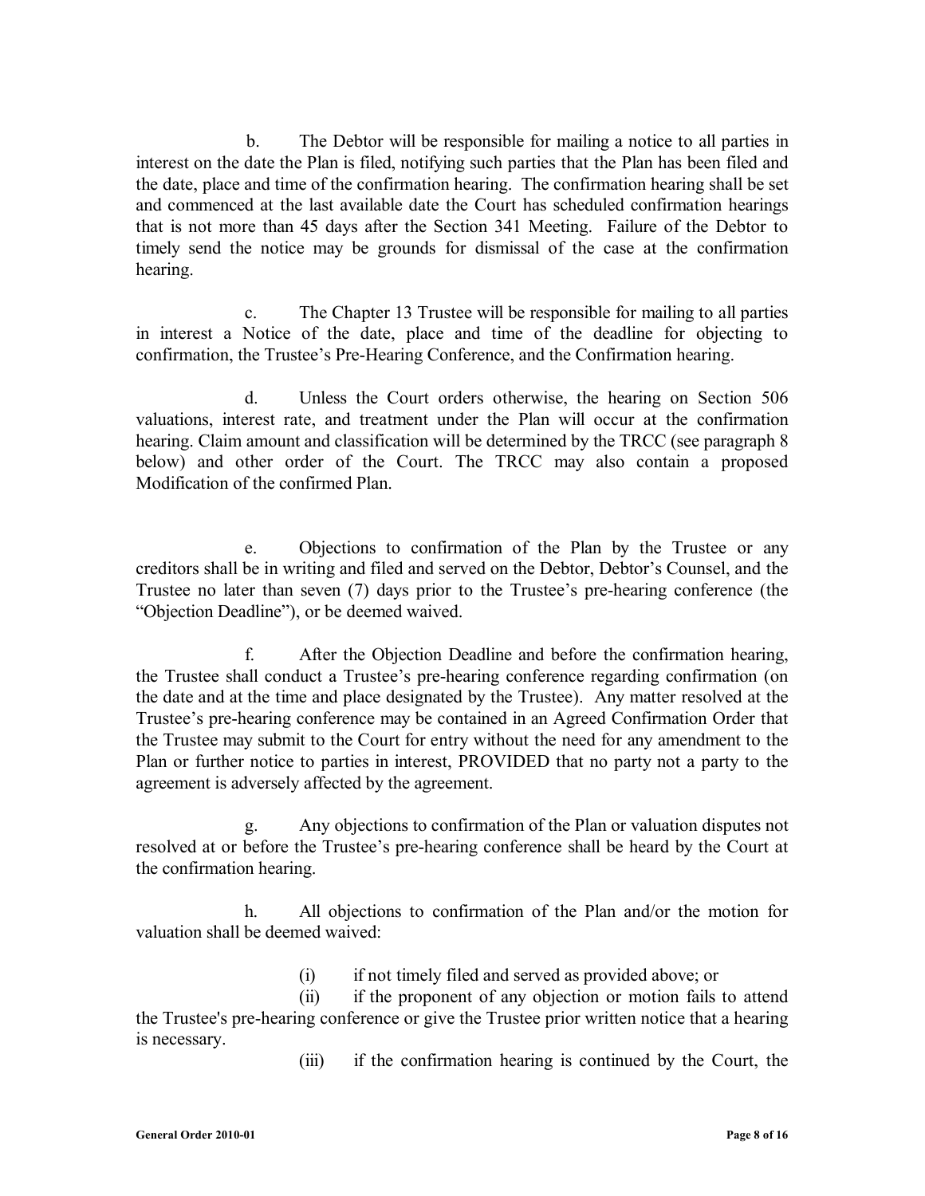b. The Debtor will be responsible for mailing a notice to all parties in interest on the date the Plan is filed, notifying such parties that the Plan has been filed and the date, place and time of the confirmation hearing. The confirmation hearing shall be set and commenced at the last available date the Court has scheduled confirmation hearings that is not more than 45 days after the Section 341 Meeting. Failure of the Debtor to timely send the notice may be grounds for dismissal of the case at the confirmation hearing.

c. The Chapter 13 Trustee will be responsible for mailing to all parties in interest a Notice of the date, place and time of the deadline for objecting to confirmation, the Trustee's Pre-Hearing Conference, and the Confirmation hearing.

d. Unless the Court orders otherwise, the hearing on Section 506 valuations, interest rate, and treatment under the Plan will occur at the confirmation hearing. Claim amount and classification will be determined by the TRCC (see paragraph 8 below) and other order of the Court. The TRCC may also contain a proposed Modification of the confirmed Plan.

e. Objections to confirmation of the Plan by the Trustee or any creditors shall be in writing and filed and served on the Debtor, Debtor's Counsel, and the Trustee no later than seven (7) days prior to the Trustee's pre-hearing conference (the "Objection Deadline"), or be deemed waived.

f. After the Objection Deadline and before the confirmation hearing, the Trustee shall conduct a Trustee's pre-hearing conference regarding confirmation (on the date and at the time and place designated by the Trustee). Any matter resolved at the Trustee's pre-hearing conference may be contained in an Agreed Confirmation Order that the Trustee may submit to the Court for entry without the need for any amendment to the Plan or further notice to parties in interest, PROVIDED that no party not a party to the agreement is adversely affected by the agreement.

g. Any objections to confirmation of the Plan or valuation disputes not resolved at or before the Trustee's pre-hearing conference shall be heard by the Court at the confirmation hearing.

h. All objections to confirmation of the Plan and/or the motion for valuation shall be deemed waived:

(i) if not timely filed and served as provided above; or

(ii) if the proponent of any objection or motion fails to attend the Trustee's pre-hearing conference or give the Trustee prior written notice that a hearing is necessary.

(iii) if the confirmation hearing is continued by the Court, the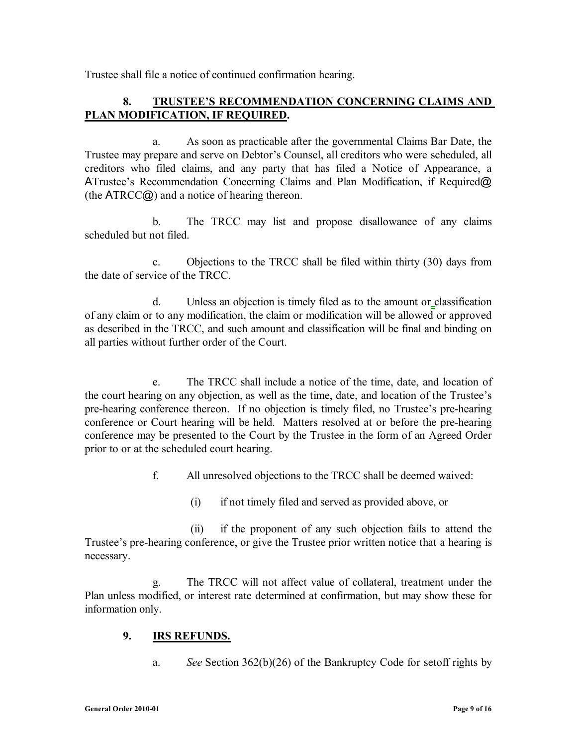Trustee shall file a notice of continued confirmation hearing.

## 8. TRUSTEE'S RECOMMENDATION CONCERNING CLAIMS AND PLAN MODIFICATION, IF REQUIRED.

a. As soon as practicable after the governmental Claims Bar Date, the Trustee may prepare and serve on Debtor's Counsel, all creditors who were scheduled, all creditors who filed claims, and any party that has filed a Notice of Appearance, a ATrustee's Recommendation Concerning Claims and Plan Modification, if Required@ (the ATRCC@) and a notice of hearing thereon.

b. The TRCC may list and propose disallowance of any claims scheduled but not filed.

c. Objections to the TRCC shall be filed within thirty (30) days from the date of service of the TRCC.

d. Unless an objection is timely filed as to the amount or classification of any claim or to any modification, the claim or modification will be allowed or approved as described in the TRCC, and such amount and classification will be final and binding on all parties without further order of the Court.

e. The TRCC shall include a notice of the time, date, and location of the court hearing on any objection, as well as the time, date, and location of the Trustee's pre-hearing conference thereon. If no objection is timely filed, no Trustee's pre-hearing conference or Court hearing will be held. Matters resolved at or before the pre-hearing conference may be presented to the Court by the Trustee in the form of an Agreed Order prior to or at the scheduled court hearing.

f. All unresolved objections to the TRCC shall be deemed waived:

(i) if not timely filed and served as provided above, or

(ii) if the proponent of any such objection fails to attend the Trustee's pre-hearing conference, or give the Trustee prior written notice that a hearing is necessary.

g. The TRCC will not affect value of collateral, treatment under the Plan unless modified, or interest rate determined at confirmation, but may show these for information only.

## 9. IRS REFUNDS.

a. *See* Section 362(b)(26) of the Bankruptcy Code for setoff rights by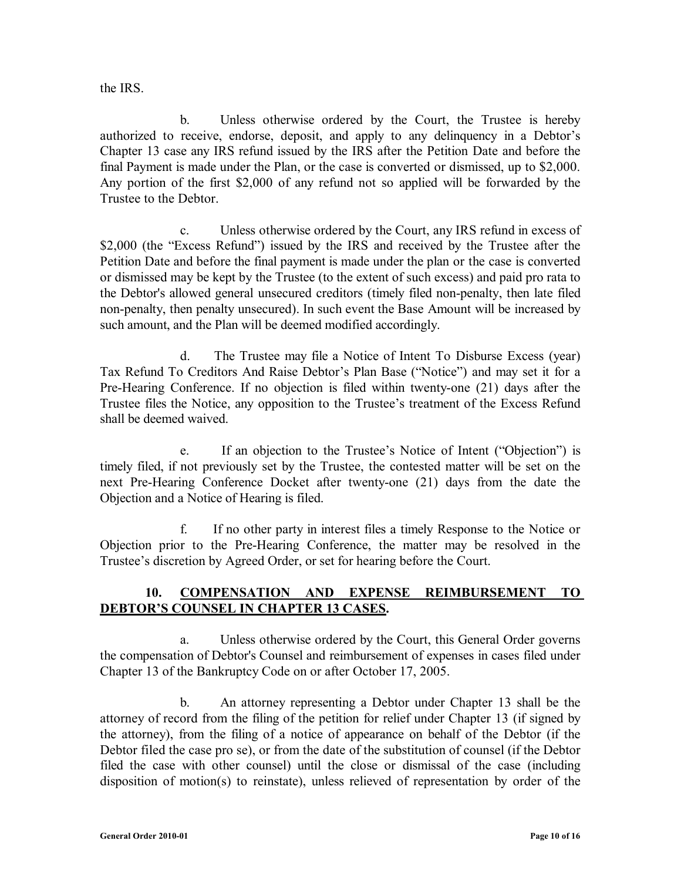the IRS.

b. Unless otherwise ordered by the Court, the Trustee is hereby authorized to receive, endorse, deposit, and apply to any delinquency in a Debtor's Chapter 13 case any IRS refund issued by the IRS after the Petition Date and before the final Payment is made under the Plan, or the case is converted or dismissed, up to $2,000. Any portion of the first $2,000 of any refund not so applied will be forwarded by the Trustee to the Debtor.

c. Unless otherwise ordered by the Court, any IRS refund in excess of $2,000 (the "Excess Refund") issued by the IRS and received by the Trustee after the Petition Date and before the final payment is made under the plan or the case is converted or dismissed may be kept by the Trustee (to the extent of such excess) and paid pro rata to the Debtor's allowed general unsecured creditors (timely filed non-penalty, then late filed non-penalty, then penalty unsecured). In such event the Base Amount will be increased by such amount, and the Plan will be deemed modified accordingly.

d. The Trustee may file a Notice of Intent To Disburse Excess (year) Tax Refund To Creditors And Raise Debtor's Plan Base ("Notice") and may set it for a Pre-Hearing Conference. If no objection is filed within twenty-one (21) days after the Trustee files the Notice, any opposition to the Trustee's treatment of the Excess Refund shall be deemed waived.

e. If an objection to the Trustee's Notice of Intent ("Objection") is timely filed, if not previously set by the Trustee, the contested matter will be set on the next Pre-Hearing Conference Docket after twenty-one (21) days from the date the Objection and a Notice of Hearing is filed.

f. If no other party in interest files a timely Response to the Notice or Objection prior to the Pre-Hearing Conference, the matter may be resolved in the Trustee's discretion by Agreed Order, or set for hearing before the Court.

## 10. COMPENSATION AND EXPENSE REIMBURSEMENT TO DEBTOR'S COUNSEL IN CHAPTER 13 CASES.

a. Unless otherwise ordered by the Court, this General Order governs the compensation of Debtor's Counsel and reimbursement of expenses in cases filed under Chapter 13 of the Bankruptcy Code on or after October 17, 2005.

b. An attorney representing a Debtor under Chapter 13 shall be the attorney of record from the filing of the petition for relief under Chapter 13 (if signed by the attorney), from the filing of a notice of appearance on behalf of the Debtor (if the Debtor filed the case pro se), or from the date of the substitution of counsel (if the Debtor filed the case with other counsel) until the close or dismissal of the case (including disposition of motion(s) to reinstate), unless relieved of representation by order of the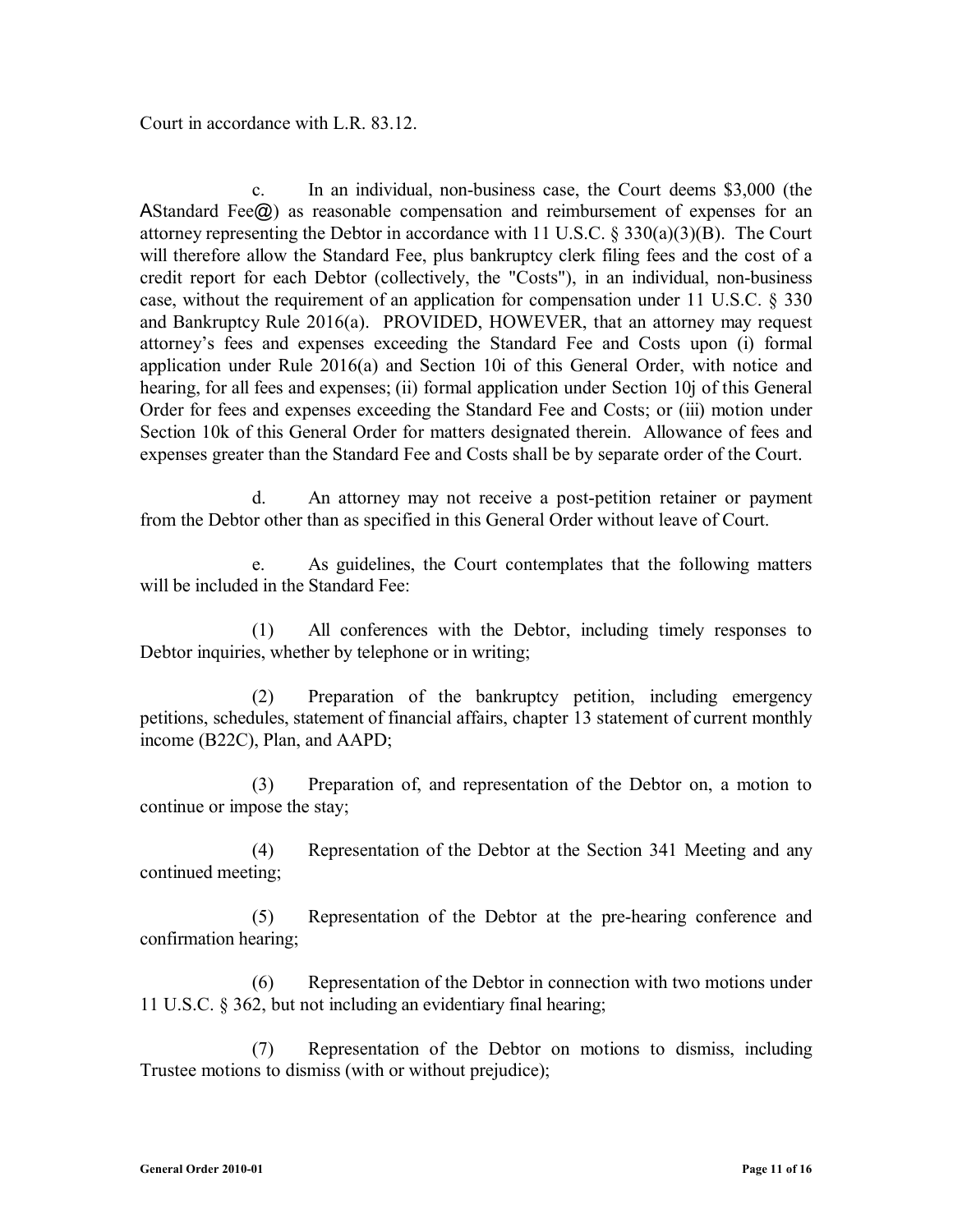Court in accordance with L.R. 83.12.

c. In an individual, non-business case, the Court deems $3,000 (the AStandard Fee@) as reasonable compensation and reimbursement of expenses for an attorney representing the Debtor in accordance with 11 U.S.C. § 330(a)(3)(B). The Court will therefore allow the Standard Fee, plus bankruptcy clerk filing fees and the cost of a credit report for each Debtor (collectively, the "Costs"), in an individual, non-business case, without the requirement of an application for compensation under 11 U.S.C. § 330 and Bankruptcy Rule 2016(a). PROVIDED, HOWEVER, that an attorney may request attorney's fees and expenses exceeding the Standard Fee and Costs upon (i) formal application under Rule 2016(a) and Section 10i of this General Order, with notice and hearing, for all fees and expenses; (ii) formal application under Section 10j of this General Order for fees and expenses exceeding the Standard Fee and Costs; or (iii) motion under Section 10k of this General Order for matters designated therein. Allowance of fees and expenses greater than the Standard Fee and Costs shall be by separate order of the Court.

d. An attorney may not receive a post-petition retainer or payment from the Debtor other than as specified in this General Order without leave of Court.

e. As guidelines, the Court contemplates that the following matters will be included in the Standard Fee:

(1) All conferences with the Debtor, including timely responses to Debtor inquiries, whether by telephone or in writing;

(2) Preparation of the bankruptcy petition, including emergency petitions, schedules, statement of financial affairs, chapter 13 statement of current monthly income (B22C), Plan, and AAPD;

(3) Preparation of, and representation of the Debtor on, a motion to continue or impose the stay;

(4) Representation of the Debtor at the Section 341 Meeting and any continued meeting;

(5) Representation of the Debtor at the pre-hearing conference and confirmation hearing;

(6) Representation of the Debtor in connection with two motions under 11 U.S.C. § 362, but not including an evidentiary final hearing;

(7) Representation of the Debtor on motions to dismiss, including Trustee motions to dismiss (with or without prejudice);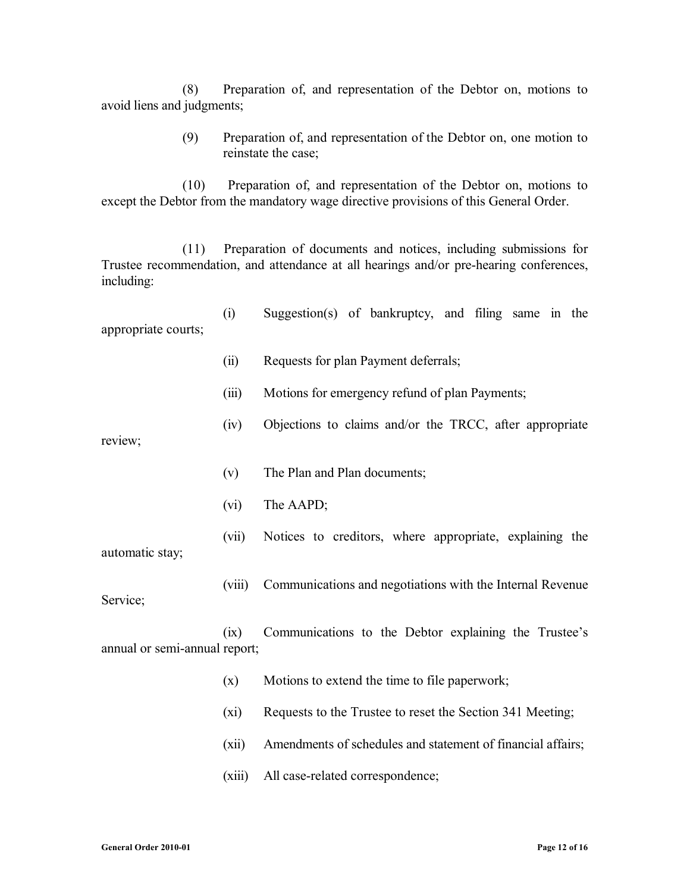(8) Preparation of, and representation of the Debtor on, motions to avoid liens and judgments;

(9) Preparation of, and representation of the Debtor on, one motion to reinstate the case;

(10) Preparation of, and representation of the Debtor on, motions to except the Debtor from the mandatory wage directive provisions of this General Order.

(11) Preparation of documents and notices, including submissions for Trustee recommendation, and attendance at all hearings and/or pre-hearing conferences, including:

(i) Suggestion(s) of bankruptcy, and filing same in the appropriate courts;

(ii) Requests for plan Payment deferrals;

(iii) Motions for emergency refund of plan Payments;

(iv) Objections to claims and/or the TRCC, after appropriate review;

(v) The Plan and Plan documents;

(vi) The AAPD;

(vii) Notices to creditors, where appropriate, explaining the automatic stay;

(viii) Communications and negotiations with the Internal Revenue Service;

(ix) Communications to the Debtor explaining the Trustee's annual or semi-annual report;

(x) Motions to extend the time to file paperwork;

(xi) Requests to the Trustee to reset the Section 341 Meeting;

(xii) Amendments of schedules and statement of financial affairs;

(xiii) All case-related correspondence;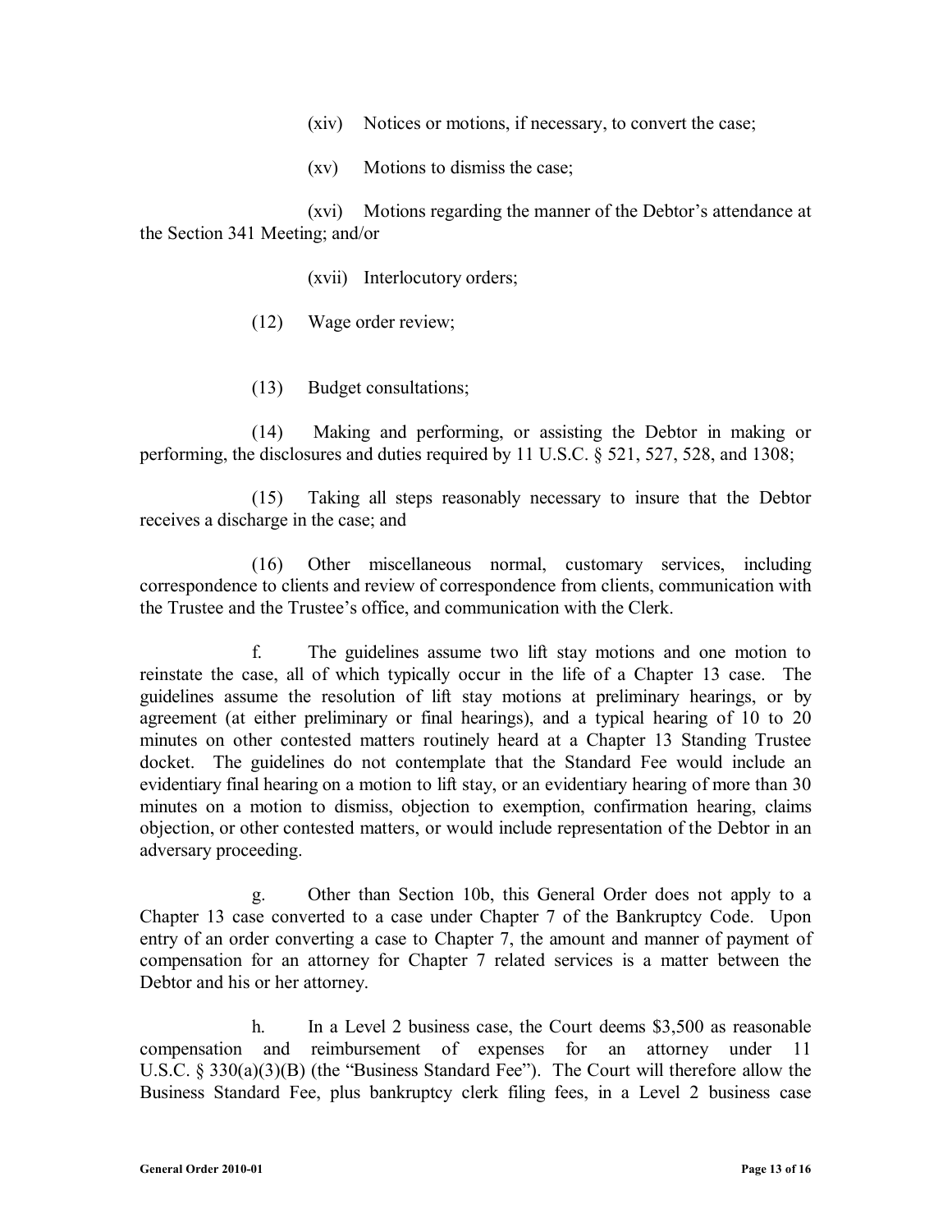(xiv) Notices or motions, if necessary, to convert the case;

(xv) Motions to dismiss the case;

(xvi) Motions regarding the manner of the Debtor's attendance at the Section 341 Meeting; and/or

(xvii) Interlocutory orders;

(12) Wage order review;

(13) Budget consultations;

(14) Making and performing, or assisting the Debtor in making or performing, the disclosures and duties required by 11 U.S.C. § 521, 527, 528, and 1308;

(15) Taking all steps reasonably necessary to insure that the Debtor receives a discharge in the case; and

(16) Other miscellaneous normal, customary services, including correspondence to clients and review of correspondence from clients, communication with the Trustee and the Trustee's office, and communication with the Clerk.

f. The guidelines assume two lift stay motions and one motion to reinstate the case, all of which typically occur in the life of a Chapter 13 case. The guidelines assume the resolution of lift stay motions at preliminary hearings, or by agreement (at either preliminary or final hearings), and a typical hearing of 10 to 20 minutes on other contested matters routinely heard at a Chapter 13 Standing Trustee docket. The guidelines do not contemplate that the Standard Fee would include an evidentiary final hearing on a motion to lift stay, or an evidentiary hearing of more than 30 minutes on a motion to dismiss, objection to exemption, confirmation hearing, claims objection, or other contested matters, or would include representation of the Debtor in an adversary proceeding.

g. Other than Section 10b, this General Order does not apply to a Chapter 13 case converted to a case under Chapter 7 of the Bankruptcy Code. Upon entry of an order converting a case to Chapter 7, the amount and manner of payment of compensation for an attorney for Chapter 7 related services is a matter between the Debtor and his or her attorney.

h. In a Level 2 business case, the Court deems $3,500 as reasonable compensation and reimbursement of expenses for an attorney under 11 U.S.C. § 330(a)(3)(B) (the "Business Standard Fee"). The Court will therefore allow the Business Standard Fee, plus bankruptcy clerk filing fees, in a Level 2 business case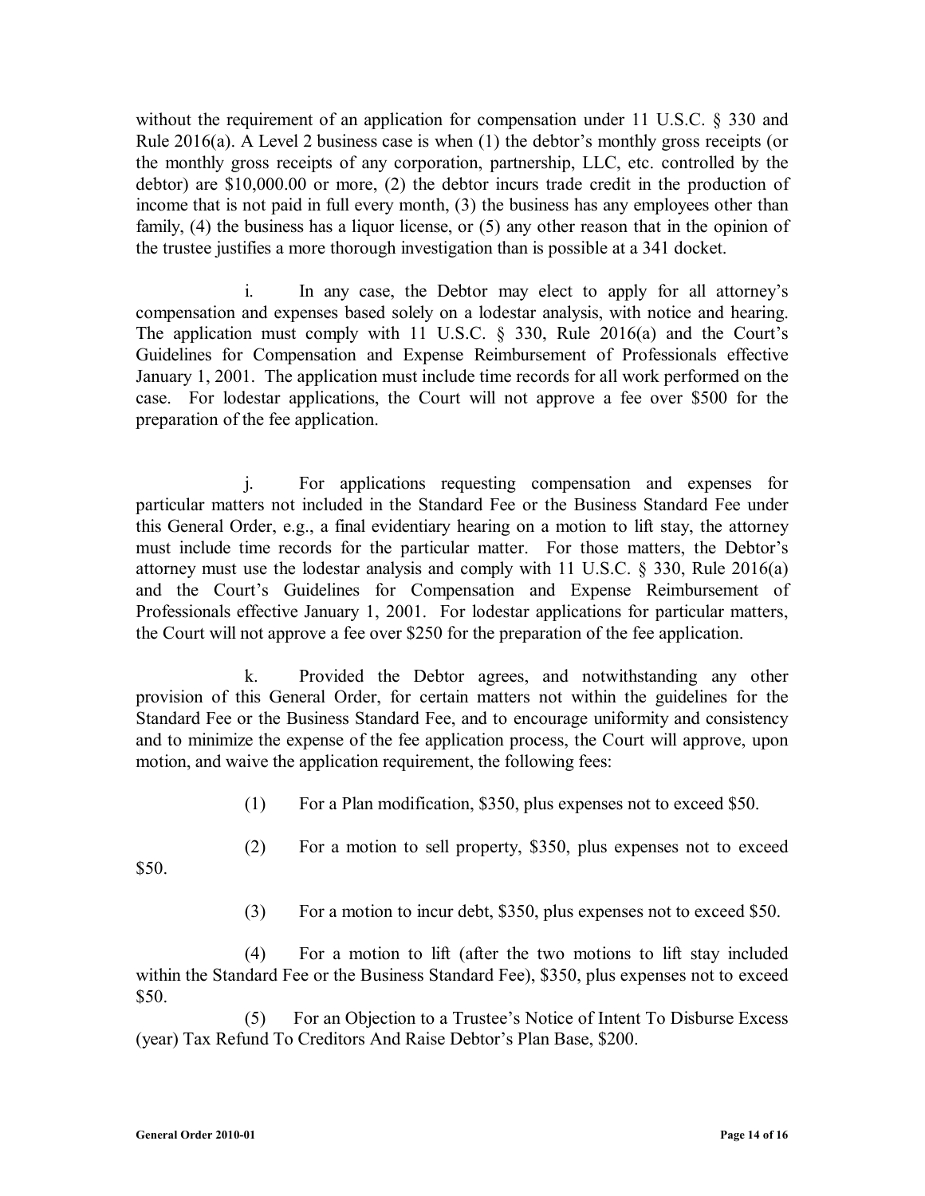without the requirement of an application for compensation under 11 U.S.C. § 330 and Rule 2016(a). A Level 2 business case is when (1) the debtor's monthly gross receipts (or the monthly gross receipts of any corporation, partnership, LLC, etc. controlled by the debtor) are $10,000.00 or more, (2) the debtor incurs trade credit in the production of income that is not paid in full every month, (3) the business has any employees other than family, (4) the business has a liquor license, or (5) any other reason that in the opinion of the trustee justifies a more thorough investigation than is possible at a 341 docket.

i. In any case, the Debtor may elect to apply for all attorney's compensation and expenses based solely on a lodestar analysis, with notice and hearing. The application must comply with 11 U.S.C. § 330, Rule 2016(a) and the Court's Guidelines for Compensation and Expense Reimbursement of Professionals effective January 1, 2001. The application must include time records for all work performed on the case. For lodestar applications, the Court will not approve a fee over $500 for the preparation of the fee application.

j. For applications requesting compensation and expenses for particular matters not included in the Standard Fee or the Business Standard Fee under this General Order, e.g., a final evidentiary hearing on a motion to lift stay, the attorney must include time records for the particular matter. For those matters, the Debtor's attorney must use the lodestar analysis and comply with 11 U.S.C. § 330, Rule 2016(a) and the Court's Guidelines for Compensation and Expense Reimbursement of Professionals effective January 1, 2001. For lodestar applications for particular matters, the Court will not approve a fee over $250 for the preparation of the fee application.

k. Provided the Debtor agrees, and notwithstanding any other provision of this General Order, for certain matters not within the guidelines for the Standard Fee or the Business Standard Fee, and to encourage uniformity and consistency and to minimize the expense of the fee application process, the Court will approve, upon motion, and waive the application requirement, the following fees:

(1) For a Plan modification, $350, plus expenses not to exceed $50.

(2) For a motion to sell property, $350, plus expenses not to exceed $50.

(3) For a motion to incur debt, $350, plus expenses not to exceed $50.

(4) For a motion to lift (after the two motions to lift stay included within the Standard Fee or the Business Standard Fee), $350, plus expenses not to exceed $50.

(5) For an Objection to a Trustee's Notice of Intent To Disburse Excess (year) Tax Refund To Creditors And Raise Debtor's Plan Base, $200.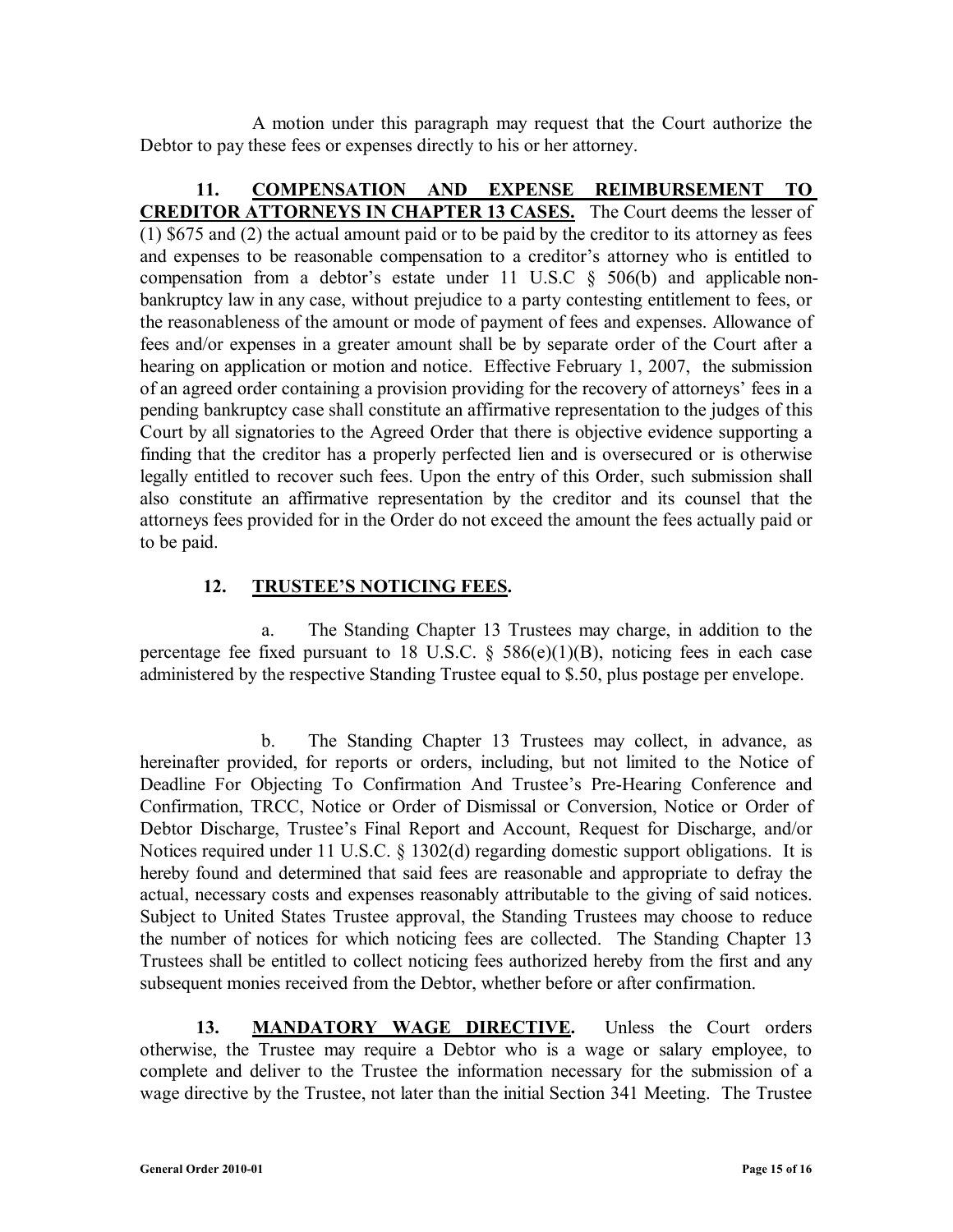A motion under this paragraph may request that the Court authorize the Debtor to pay these fees or expenses directly to his or her attorney.

**11. COMPENSATION AND EXPENSE REIMBURSEMENT TO CREDITOR ATTORNEYS IN CHAPTER 13 CASES.** The Court deems the lesser of (1) $675 and (2) the actual amount paid or to be paid by the creditor to its attorney as fees and expenses to be reasonable compensation to a creditor's attorney who is entitled to compensation from a debtor's estate under 11 U.S.C § 506(b) and applicable non-bankruptcy law in any case, without prejudice to a party contesting entitlement to fees, or the reasonableness of the amount or mode of payment of fees and expenses. Allowance of fees and/or expenses in a greater amount shall be by separate order of the Court after a hearing on application or motion and notice. Effective February 1, 2007, the submission of an agreed order containing a provision providing for the recovery of attorneys' fees in a pending bankruptcy case shall constitute an affirmative representation to the judges of this Court by all signatories to the Agreed Order that there is objective evidence supporting a finding that the creditor has a properly perfected lien and is oversecured or is otherwise legally entitled to recover such fees. Upon the entry of this Order, such submission shall also constitute an affirmative representation by the creditor and its counsel that the attorneys fees provided for in the Order do not exceed the amount the fees actually paid or to be paid.

**12. TRUSTEE'S NOTICING FEES.**

a. The Standing Chapter 13 Trustees may charge, in addition to the percentage fee fixed pursuant to 18 U.S.C. § 586(e)(1)(B), noticing fees in each case administered by the respective Standing Trustee equal to $.50, plus postage per envelope.

b. The Standing Chapter 13 Trustees may collect, in advance, as hereinafter provided, for reports or orders, including, but not limited to the Notice of Deadline For Objecting To Confirmation And Trustee's Pre-Hearing Conference and Confirmation, TRCC, Notice or Order of Dismissal or Conversion, Notice or Order of Debtor Discharge, Trustee's Final Report and Account, Request for Discharge, and/or Notices required under 11 U.S.C. § 1302(d) regarding domestic support obligations. It is hereby found and determined that said fees are reasonable and appropriate to defray the actual, necessary costs and expenses reasonably attributable to the giving of said notices. Subject to United States Trustee approval, the Standing Trustees may choose to reduce the number of notices for which noticing fees are collected. The Standing Chapter 13 Trustees shall be entitled to collect noticing fees authorized hereby from the first and any subsequent monies received from the Debtor, whether before or after confirmation.

**13. MANDATORY WAGE DIRECTIVE.** Unless the Court orders otherwise, the Trustee may require a Debtor who is a wage or salary employee, to complete and deliver to the Trustee the information necessary for the submission of a wage directive by the Trustee, not later than the initial Section 341 Meeting. The Trustee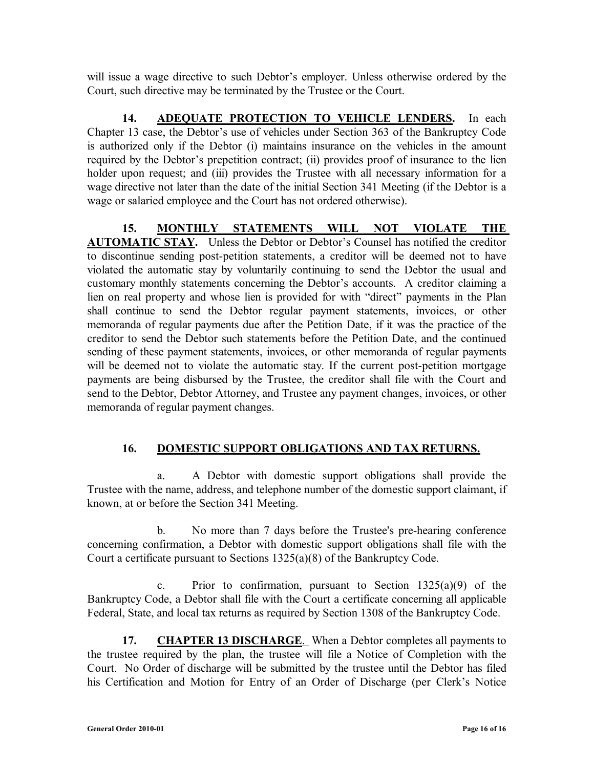will issue a wage directive to such Debtor's employer. Unless otherwise ordered by the Court, such directive may be terminated by the Trustee or the Court.

**14. ADEQUATE PROTECTION TO VEHICLE LENDERS.** In each Chapter 13 case, the Debtor's use of vehicles under Section 363 of the Bankruptcy Code is authorized only if the Debtor (i) maintains insurance on the vehicles in the amount required by the Debtor's prepetition contract; (ii) provides proof of insurance to the lien holder upon request; and (iii) provides the Trustee with all necessary information for a wage directive not later than the date of the initial Section 341 Meeting (if the Debtor is a wage or salaried employee and the Court has not ordered otherwise).

**15. MONTHLY STATEMENTS WILL NOT VIOLATE THE AUTOMATIC STAY.** Unless the Debtor or Debtor's Counsel has notified the creditor to discontinue sending post-petition statements, a creditor will be deemed not to have violated the automatic stay by voluntarily continuing to send the Debtor the usual and customary monthly statements concerning the Debtor's accounts. A creditor claiming a lien on real property and whose lien is provided for with "direct" payments in the Plan shall continue to send the Debtor regular payment statements, invoices, or other memoranda of regular payments due after the Petition Date, if it was the practice of the creditor to send the Debtor such statements before the Petition Date, and the continued sending of these payment statements, invoices, or other memoranda of regular payments will be deemed not to violate the automatic stay. If the current post-petition mortgage payments are being disbursed by the Trustee, the creditor shall file with the Court and send to the Debtor, Debtor Attorney, and Trustee any payment changes, invoices, or other memoranda of regular payment changes.

**16. DOMESTIC SUPPORT OBLIGATIONS AND TAX RETURNS.**

a. A Debtor with domestic support obligations shall provide the Trustee with the name, address, and telephone number of the domestic support claimant, if known, at or before the Section 341 Meeting.

b. No more than 7 days before the Trustee's pre-hearing conference concerning confirmation, a Debtor with domestic support obligations shall file with the Court a certificate pursuant to Sections 1325(a)(8) of the Bankruptcy Code.

c. Prior to confirmation, pursuant to Section 1325(a)(9) of the Bankruptcy Code, a Debtor shall file with the Court a certificate concerning all applicable Federal, State, and local tax returns as required by Section 1308 of the Bankruptcy Code.

**17. CHAPTER 13 DISCHARGE.** When a Debtor completes all payments to the trustee required by the plan, the trustee will file a Notice of Completion with the Court. No Order of discharge will be submitted by the trustee until the Debtor has filed his Certification and Motion for Entry of an Order of Discharge (per Clerk's Notice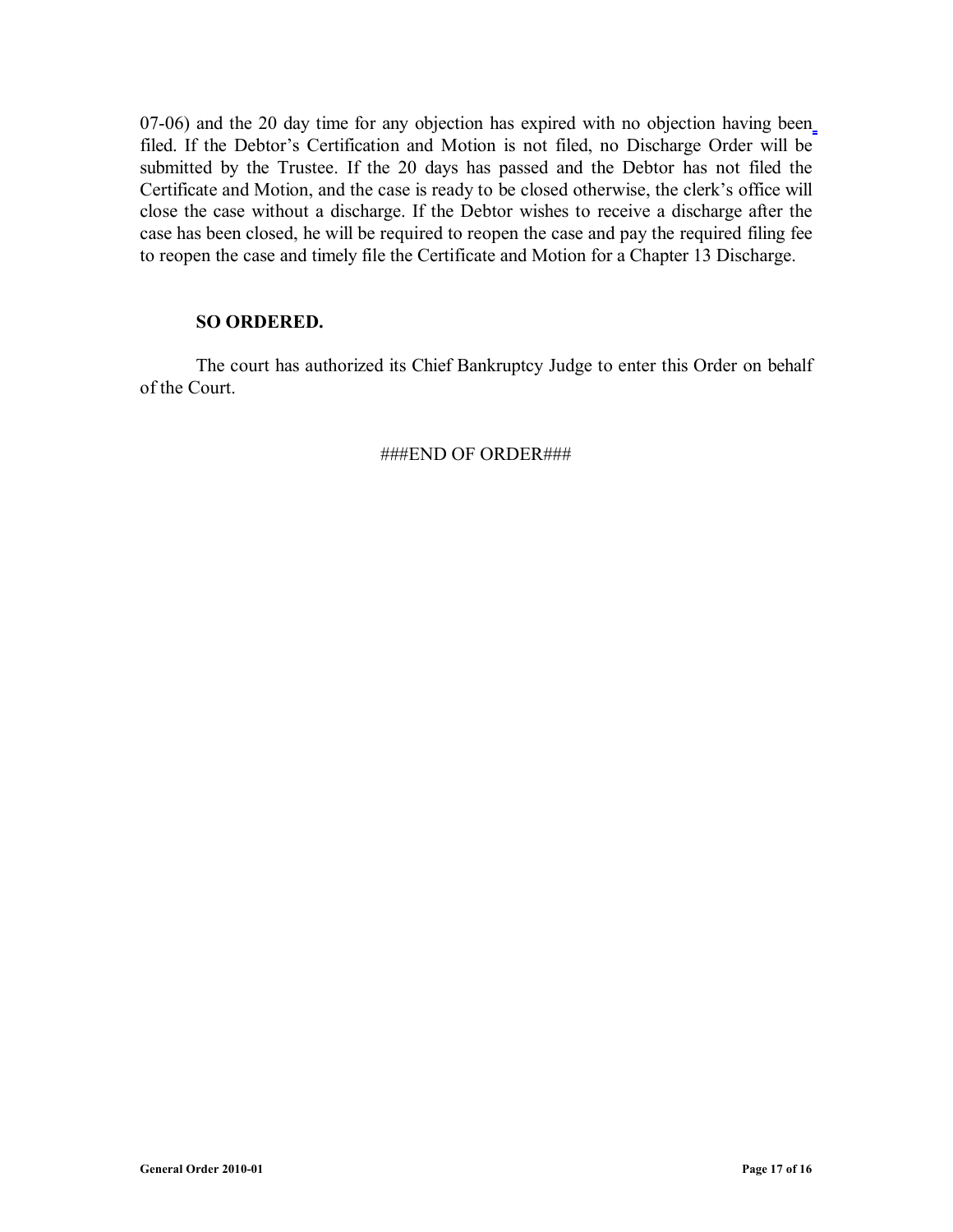07-06) and the 20 day time for any objection has expired with no objection having been filed. If the Debtor's Certification and Motion is not filed, no Discharge Order will be submitted by the Trustee. If the 20 days has passed and the Debtor has not filed the Certificate and Motion, and the case is ready to be closed otherwise, the clerk's office will close the case without a discharge. If the Debtor wishes to receive a discharge after the case has been closed, he will be required to reopen the case and pay the required filing fee to reopen the case and timely file the Certificate and Motion for a Chapter 13 Discharge.

**SO ORDERED.**

The court has authorized its Chief Bankruptcy Judge to enter this Order on behalf of the Court.

###END OF ORDER###